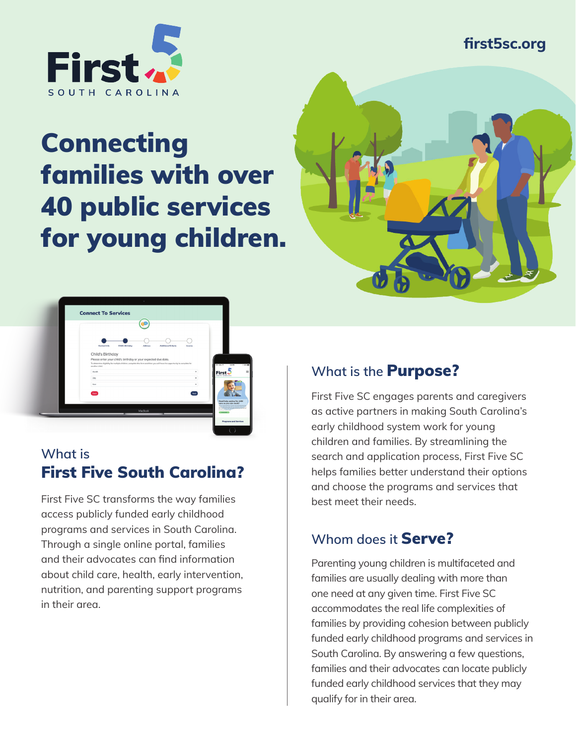First 5 SOUTH CAROLINA

first5sc.org

# Connecting families with over 40 public services for young children.

## What is **First Five South Carolina?**

First Five SC transforms the way families access publicly funded early childhood programs and services in South Carolina. Through a single online portal, families and their advocates can find information about child care, health, early intervention, nutrition, and parenting support programs in their area.

## What is the **Purpose?**

First Five SC engages parents and caregivers as active partners in making South Carolina's early childhood system work for young children and families. By streamlining the search and application process, First Five SC helps families better understand their options and choose the programs and services that best meet their needs.

## Whom does it **Serve?**

Parenting young children is multifaceted and families are usually dealing with more than one need at any given time. First Five SC accommodates the real life complexities of families by providing cohesion between publicly funded early childhood programs and services in South Carolina. By answering a few questions, families and their advocates can locate publicly funded early childhood services that they may qualify for in their area.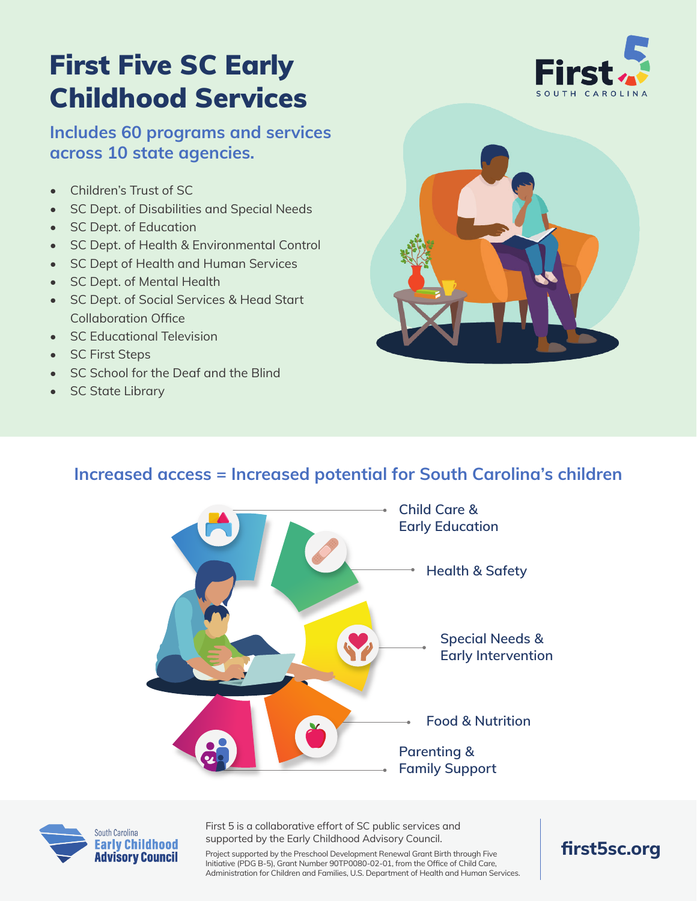# First Five SC Early Childhood Services

First 5 SOUTH CAROLINA

## Includes 60 programs and services across 10 state agencies.

- Children's Trust of SC
- SC Dept. of Disabilities and Special Needs
- SC Dept. of Education
- SC Dept. of Health & Environmental Control
- SC Dept of Health and Human Services
- SC Dept. of Mental Health
- SC Dept. of Social Services & Head Start Collaboration Office
- SC Educational Television
- SC First Steps
- SC School for the Deaf and the Blind
- SC State Library

## Increased access = Increased potential for South Carolina's children

Child Care & Early Education

Health & Safety

Special Needs & Early Intervention

Food & Nutrition

Parenting & Family Support

South Carolina Early Childhood Advisory Council

First 5 is a collaborative effort of SC public services and supported by the Early Childhood Advisory Council.

Project supported by the Preschool Development Renewal Grant Birth through Five Initiative (PDG B-5), Grant Number 90TP0080-02-01, from the Office of Child Care, Administration for Children and Families, U.S. Department of Health and Human Services.

first5sc.org